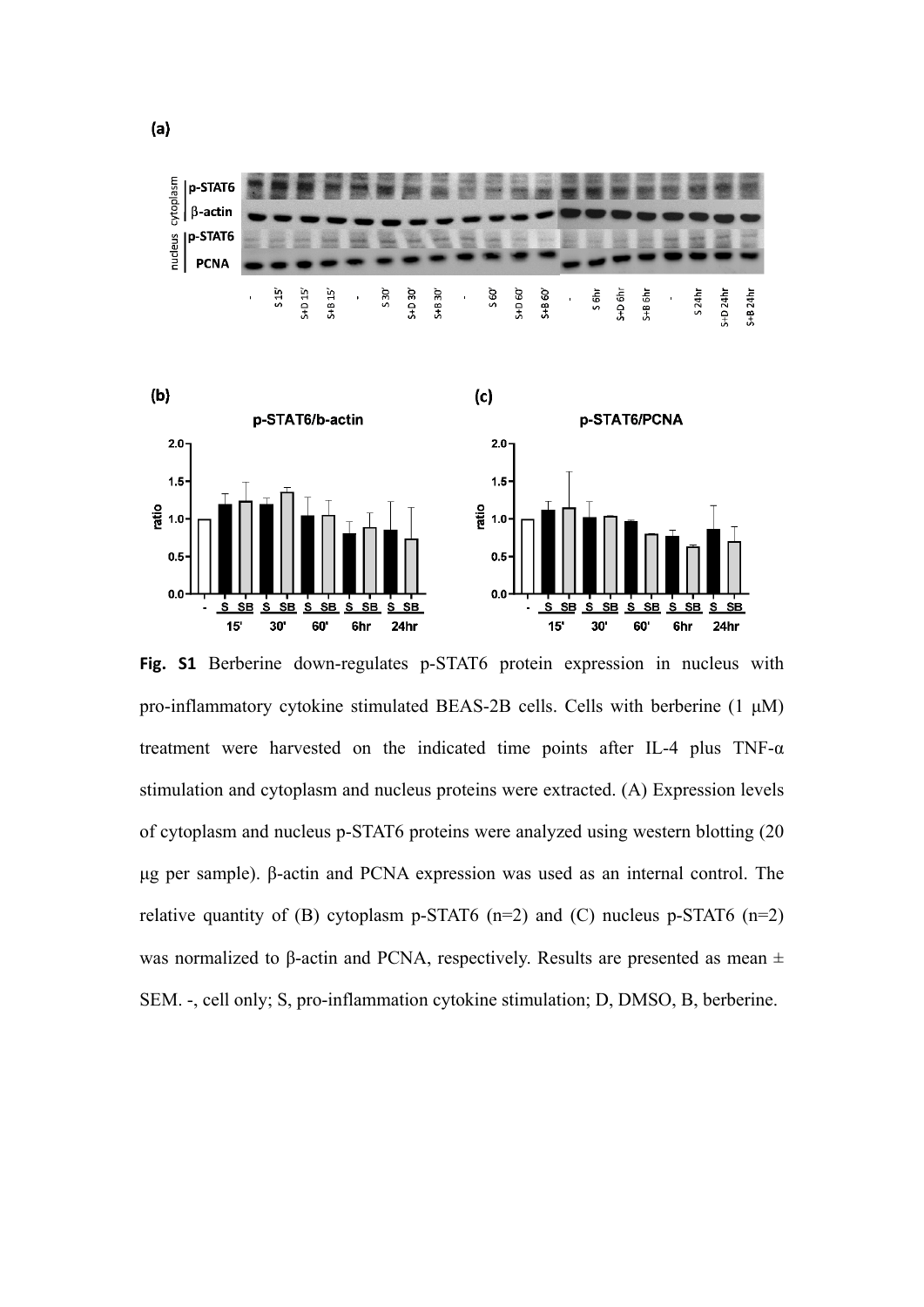**Fig. S1** Berberine down-regulates p-STAT6 protein expression in nucleus with pro-inflammatory cytokine stimulated BEAS-2B cells. Cells with berberine (1 μM) treatment were harvested on the indicated time points after IL-4 plus TNF-α stimulation and cytoplasm and nucleus proteins were extracted. (A) Expression levels of cytoplasm and nucleus p-STAT6 proteins were analyzed using western blotting (20 μg per sample). β-actin and PCNA expression was used as an internal control. The relative quantity of (B) cytoplasm p-STAT6 (n=2) and (C) nucleus p-STAT6 (n=2) was normalized to β-actin and PCNA, respectively. Results are presented as mean ± SEM. -, cell only; S, pro-inflammation cytokine stimulation; D, DMSO, B, berberine.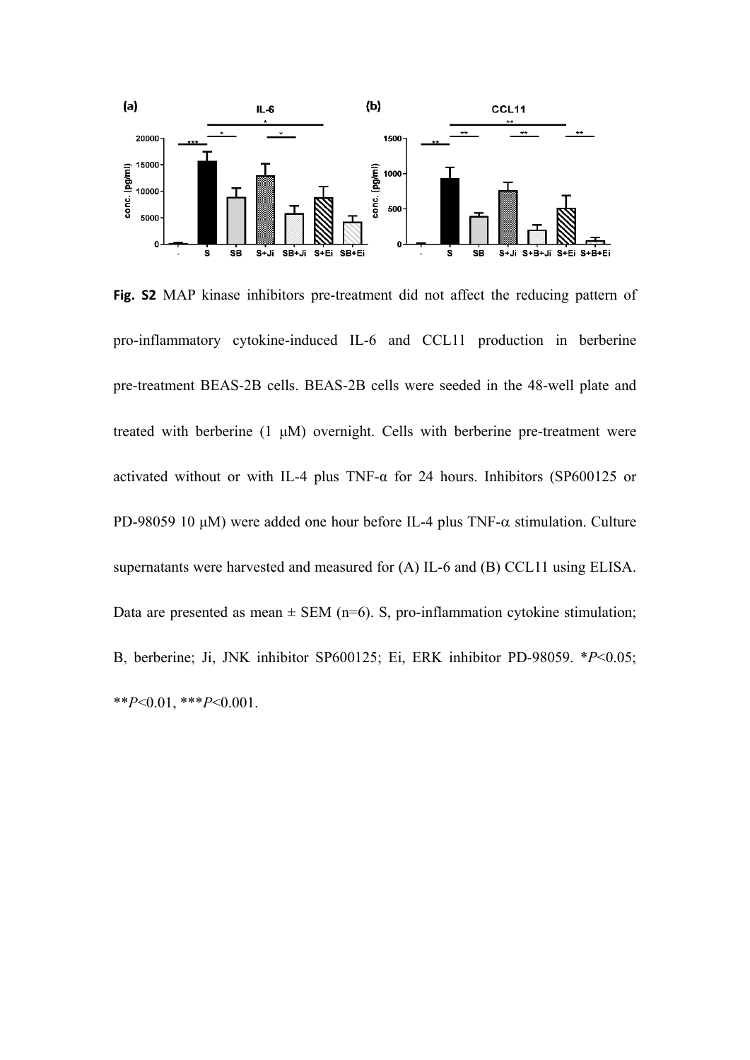(a)

IL-6

conc. (pg/ml)

20000
15000
10000
5000
0

***
*
*
*

- S SB S+Ji SB+Ji S+Ei SB+Ei

(b)

CCL11

conc. (pg/ml)

1500
1000
500
0

**
**
**
**
**

- S SB S+Ji S+B+Ji S+Ei S+B+Ei

**Fig. S2** MAP kinase inhibitors pre-treatment did not affect the reducing pattern of pro-inflammatory cytokine-induced IL-6 and CCL11 production in berberine pre-treatment BEAS-2B cells. BEAS-2B cells were seeded in the 48-well plate and treated with berberine (1 μM) overnight. Cells with berberine pre-treatment were activated without or with IL-4 plus TNF-α for 24 hours. Inhibitors (SP600125 or PD-98059 10 μM) were added one hour before IL-4 plus TNF-α stimulation. Culture supernatants were harvested and measured for (A) IL-6 and (B) CCL11 using ELISA. Data are presented as mean ± SEM (n=6). S, pro-inflammation cytokine stimulation; B, berberine; Ji, JNK inhibitor SP600125; Ei, ERK inhibitor PD-98059. *$P<0.05$; **$P<0.01$, ***$P<0.001$.